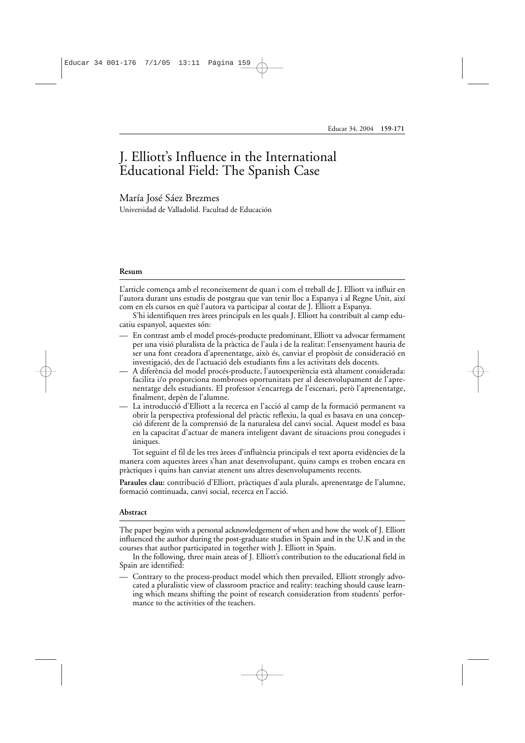# J. Elliott's Influence in the International Educational Field: The Spanish Case

María José Sáez Brezmes
Universidad de Valladolid. Facultad de Educación

**Resum**

L'article comença amb el reconeixement de quan i com el treball de J. Elliott va influir en l'autora durant uns estudis de postgrau que van tenir lloc a Espanya i al Regne Unit, així com en els cursos en què l'autora va participar al costat de J. Elliott a Espanya.

S'hi identifiquen tres àrees principals en les quals J. Elliott ha contribuït al camp educatiu espanyol, aquestes són:

- En contrast amb el model procés-producte predominant, Elliott va advocar fermament per una visió pluralista de la pràctica de l'aula i de la realitat: l'ensenyament hauria de ser una font creadora d'aprenentatge, això és, canviar el propòsit de consideració en investigació, des de l'actuació dels estudiants fins a les activitats dels docents.
- A diferència del model procés-producte, l'autoexperiència està altament considerada: facilita i/o proporciona nombroses oportunitats per al desenvolupament de l'aprenentatge dels estudiants. El professor s'encarrega de l'escenari, però l'aprenentatge, finalment, depèn de l'alumne.
- La introducció d'Elliott a la recerca en l'acció al camp de la formació permanent va obrir la perspectiva professional del pràctic reflexiu, la qual es basava en una concepció diferent de la comprensió de la naturalesa del canvi social. Aquest model es basa en la capacitat d'actuar de manera inteligent davant de situacions prou conegudes i úniques.

Tot seguint el fil de les tres àrees d'influència principals el text aporta evidències de la manera com aquestes àrees s'han anat desenvolupant, quins camps es troben encara en pràctiques i quins han canviat atenent uns altres desenvolupaments recents.

**Paraules clau:** contribució d'Elliott, pràctiques d'aula plurals, aprenentatge de l'alumne, formació continuada, canvi social, recerca en l'acció.

**Abstract**

The paper begins with a personal acknowledgement of when and how the work of J. Elliott influenced the author during the post-graduate studies in Spain and in the U.K and in the courses that author participated in together with J. Elliott in Spain.

In the following, three main areas of J. Elliott's contribution to the educational field in Spain are identified:

- Contrary to the process-product model which then prevailed, Elliott strongly advocated a pluralistic view of classroom practice and reality: teaching should cause learning which means shifting the point of research consideration from students' performance to the activities of the teachers.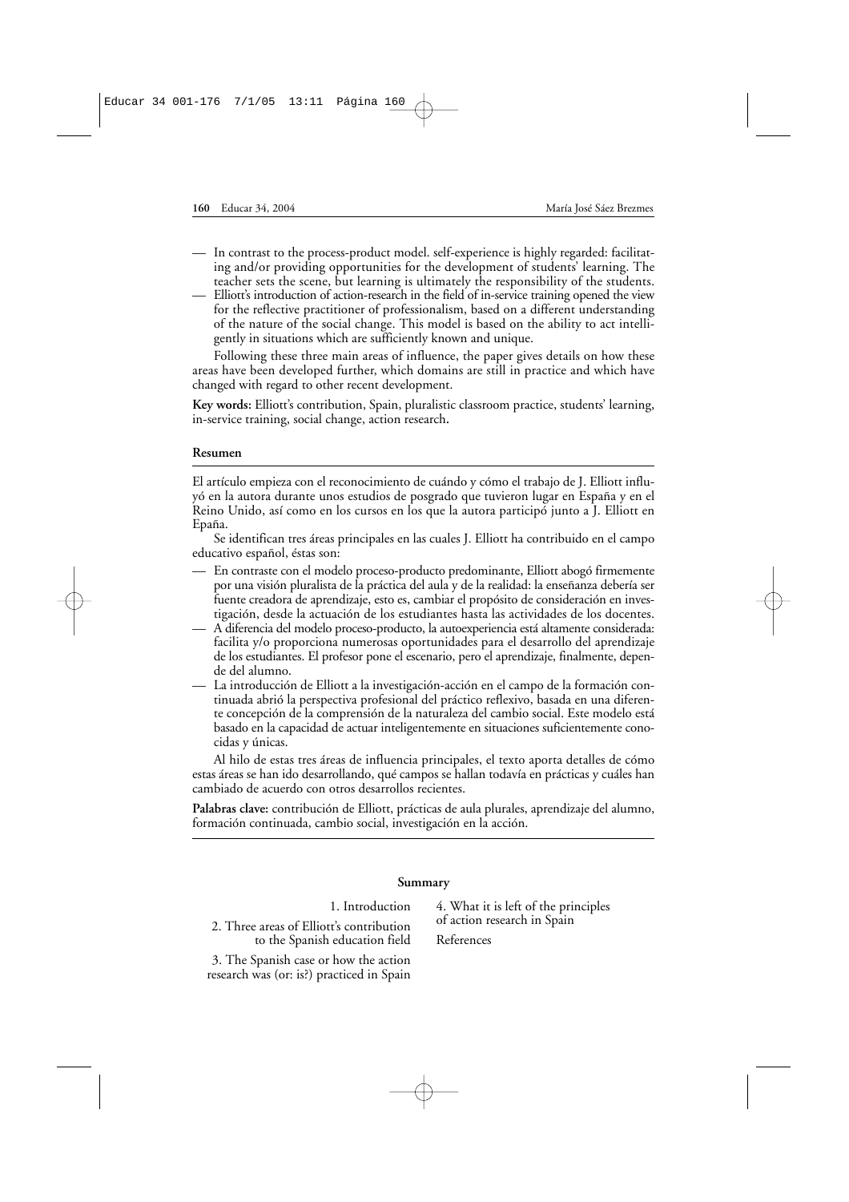- In contrast to the process-product model. self-experience is highly regarded: facilitating and/or providing opportunities for the development of students' learning. The teacher sets the scene, but learning is ultimately the responsibility of the students.
- Elliott's introduction of action-research in the field of in-service training opened the view for the reflective practitioner of professionalism, based on a different understanding of the nature of the social change. This model is based on the ability to act intelligently in situations which are sufficiently known and unique.

Following these three main areas of influence, the paper gives details on how these areas have been developed further, which domains are still in practice and which have changed with regard to other recent development.

**Key words:** Elliott's contribution, Spain, pluralistic classroom practice, students' learning, in-service training, social change, action research**.**

**Resumen**

El artículo empieza con el reconocimiento de cuándo y cómo el trabajo de J. Elliott influyó en la autora durante unos estudios de posgrado que tuvieron lugar en España y en el Reino Unido, así como en los cursos en los que la autora participó junto a J. Elliott en Epaña.

Se identifican tres áreas principales en las cuales J. Elliott ha contribuido en el campo educativo español, éstas son:

- En contraste con el modelo proceso-producto predominante, Elliott abogó firmemente por una visión pluralista de la práctica del aula y de la realidad: la enseñanza debería ser fuente creadora de aprendizaje, esto es, cambiar el propósito de consideración en investigación, desde la actuación de los estudiantes hasta las actividades de los docentes.
- A diferencia del modelo proceso-producto, la autoexperiencia está altamente considerada: facilita y/o proporciona numerosas oportunidades para el desarrollo del aprendizaje de los estudiantes. El profesor pone el escenario, pero el aprendizaje, finalmente, depende del alumno.
- La introducción de Elliott a la investigación-acción en el campo de la formación continuada abrió la perspectiva profesional del práctico reflexivo, basada en una diferente concepción de la comprensión de la naturaleza del cambio social. Este modelo está basado en la capacidad de actuar inteligentemente en situaciones suficientemente conocidas y únicas.

Al hilo de estas tres áreas de influencia principales, el texto aporta detalles de cómo estas áreas se han ido desarrollando, qué campos se hallan todavía en prácticas y cuáles han cambiado de acuerdo con otros desarrollos recientes.

**Palabras clave:** contribución de Elliott, prácticas de aula plurales, aprendizaje del alumno, formación continuada, cambio social, investigación en la acción.

**Summary**

1. Introduction
2. Three areas of Elliott's contribution to the Spanish education field
3. The Spanish case or how the action research was (or: is?) practiced in Spain
4. What it is left of the principles of action research in Spain

References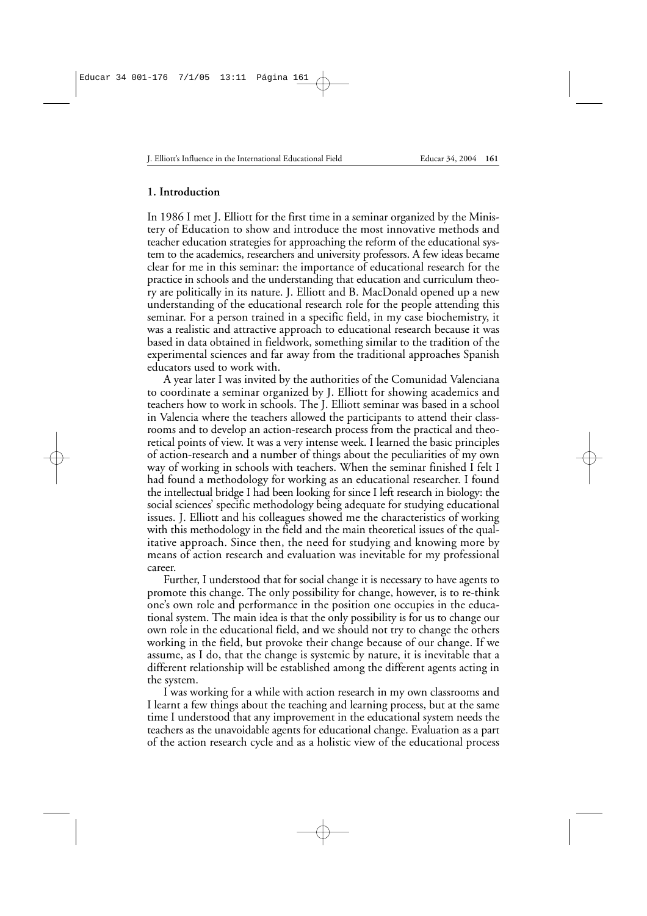## 1. Introduction

In 1986 I met J. Elliott for the first time in a seminar organized by the Ministery of Education to show and introduce the most innovative methods and teacher education strategies for approaching the reform of the educational system to the academics, researchers and university professors. A few ideas became clear for me in this seminar: the importance of educational research for the practice in schools and the understanding that education and curriculum theory are politically in its nature. J. Elliott and B. MacDonald opened up a new understanding of the educational research role for the people attending this seminar. For a person trained in a specific field, in my case biochemistry, it was a realistic and attractive approach to educational research because it was based in data obtained in fieldwork, something similar to the tradition of the experimental sciences and far away from the traditional approaches Spanish educators used to work with.

A year later I was invited by the authorities of the Comunidad Valenciana to coordinate a seminar organized by J. Elliott for showing academics and teachers how to work in schools. The J. Elliott seminar was based in a school in Valencia where the teachers allowed the participants to attend their classrooms and to develop an action-research process from the practical and theoretical points of view. It was a very intense week. I learned the basic principles of action-research and a number of things about the peculiarities of my own way of working in schools with teachers. When the seminar finished I felt I had found a methodology for working as an educational researcher. I found the intellectual bridge I had been looking for since I left research in biology: the social sciences' specific methodology being adequate for studying educational issues. J. Elliott and his colleagues showed me the characteristics of working with this methodology in the field and the main theoretical issues of the qualitative approach. Since then, the need for studying and knowing more by means of action research and evaluation was inevitable for my professional career.

Further, I understood that for social change it is necessary to have agents to promote this change. The only possibility for change, however, is to re-think one's own role and performance in the position one occupies in the educational system. The main idea is that the only possibility is for us to change our own role in the educational field, and we should not try to change the others working in the field, but provoke their change because of our change. If we assume, as I do, that the change is systemic by nature, it is inevitable that a different relationship will be established among the different agents acting in the system.

I was working for a while with action research in my own classrooms and I learnt a few things about the teaching and learning process, but at the same time I understood that any improvement in the educational system needs the teachers as the unavoidable agents for educational change. Evaluation as a part of the action research cycle and as a holistic view of the educational process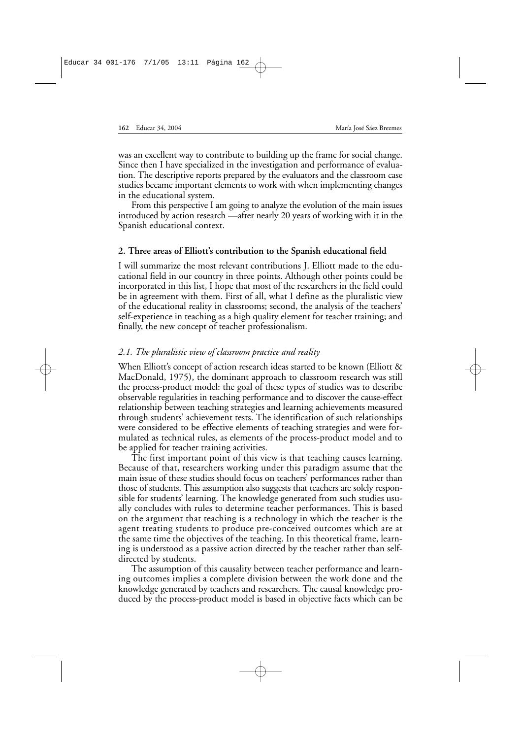was an excellent way to contribute to building up the frame for social change. Since then I have specialized in the investigation and performance of evaluation. The descriptive reports prepared by the evaluators and the classroom case studies became important elements to work with when implementing changes in the educational system.

From this perspective I am going to analyze the evolution of the main issues introduced by action research —after nearly 20 years of working with it in the Spanish educational context.

## 2. Three areas of Elliott's contribution to the Spanish educational field

I will summarize the most relevant contributions J. Elliott made to the educational field in our country in three points. Although other points could be incorporated in this list, I hope that most of the researchers in the field could be in agreement with them. First of all, what I define as the pluralistic view of the educational reality in classrooms; second, the analysis of the teachers' self-experience in teaching as a high quality element for teacher training; and finally, the new concept of teacher professionalism.

### *2.1. The pluralistic view of classroom practice and reality*

When Elliott's concept of action research ideas started to be known (Elliott & MacDonald, 1975), the dominant approach to classroom research was still the process-product model: the goal of these types of studies was to describe observable regularities in teaching performance and to discover the cause-effect relationship between teaching strategies and learning achievements measured through students' achievement tests. The identification of such relationships were considered to be effective elements of teaching strategies and were formulated as technical rules, as elements of the process-product model and to be applied for teacher training activities.

The first important point of this view is that teaching causes learning. Because of that, researchers working under this paradigm assume that the main issue of these studies should focus on teachers' performances rather than those of students. This assumption also suggests that teachers are solely responsible for students' learning. The knowledge generated from such studies usually concludes with rules to determine teacher performances. This is based on the argument that teaching is a technology in which the teacher is the agent treating students to produce pre-conceived outcomes which are at the same time the objectives of the teaching. In this theoretical frame, learning is understood as a passive action directed by the teacher rather than self-directed by students.

The assumption of this causality between teacher performance and learning outcomes implies a complete division between the work done and the knowledge generated by teachers and researchers. The causal knowledge produced by the process-product model is based in objective facts which can be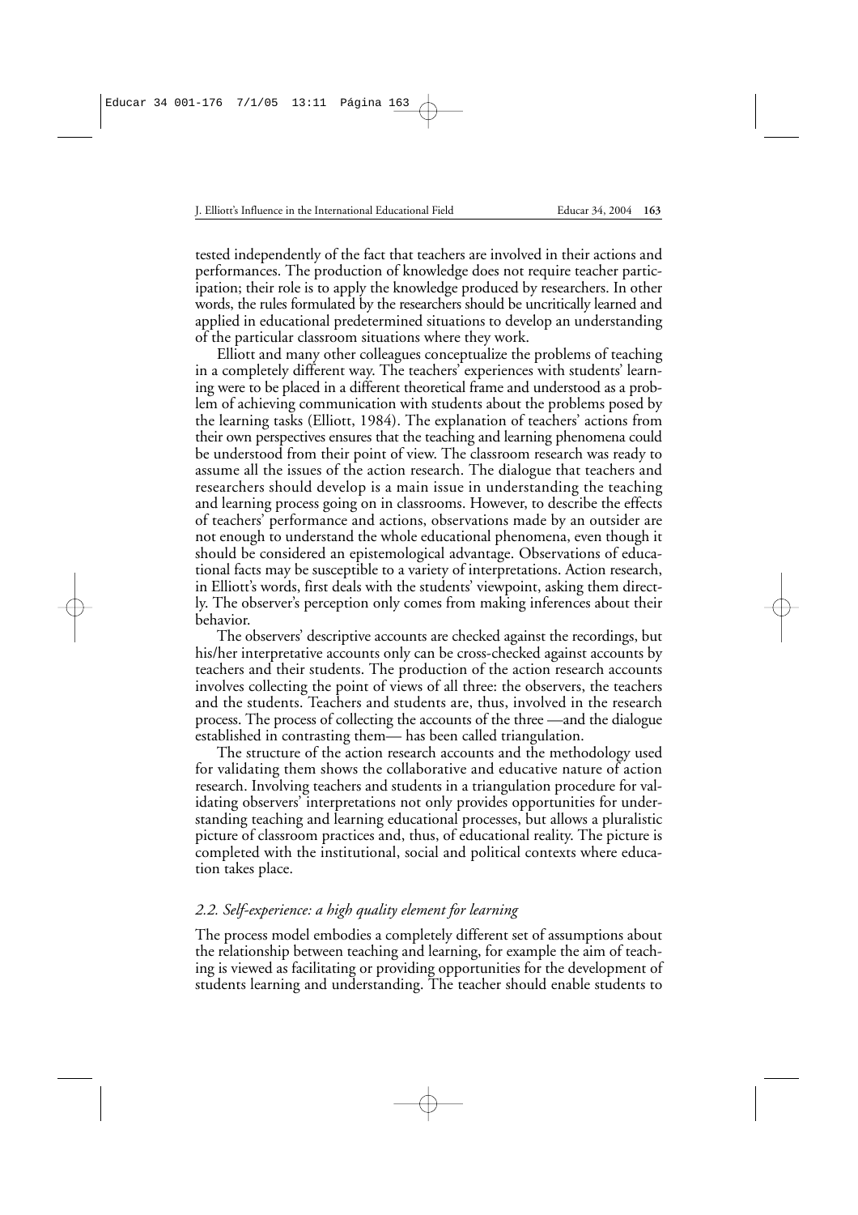tested independently of the fact that teachers are involved in their actions and performances. The production of knowledge does not require teacher participation; their role is to apply the knowledge produced by researchers. In other words, the rules formulated by the researchers should be uncritically learned and applied in educational predetermined situations to develop an understanding of the particular classroom situations where they work.

Elliott and many other colleagues conceptualize the problems of teaching in a completely different way. The teachers' experiences with students' learning were to be placed in a different theoretical frame and understood as a problem of achieving communication with students about the problems posed by the learning tasks (Elliott, 1984). The explanation of teachers' actions from their own perspectives ensures that the teaching and learning phenomena could be understood from their point of view. The classroom research was ready to assume all the issues of the action research. The dialogue that teachers and researchers should develop is a main issue in understanding the teaching and learning process going on in classrooms. However, to describe the effects of teachers' performance and actions, observations made by an outsider are not enough to understand the whole educational phenomena, even though it should be considered an epistemological advantage. Observations of educational facts may be susceptible to a variety of interpretations. Action research, in Elliott's words, first deals with the students' viewpoint, asking them directly. The observer's perception only comes from making inferences about their behavior.

The observers' descriptive accounts are checked against the recordings, but his/her interpretative accounts only can be cross-checked against accounts by teachers and their students. The production of the action research accounts involves collecting the point of views of all three: the observers, the teachers and the students. Teachers and students are, thus, involved in the research process. The process of collecting the accounts of the three —and the dialogue established in contrasting them— has been called triangulation.

The structure of the action research accounts and the methodology used for validating them shows the collaborative and educative nature of action research. Involving teachers and students in a triangulation procedure for validating observers' interpretations not only provides opportunities for understanding teaching and learning educational processes, but allows a pluralistic picture of classroom practices and, thus, of educational reality. The picture is completed with the institutional, social and political contexts where education takes place.

### *2.2. Self-experience: a high quality element for learning*

The process model embodies a completely different set of assumptions about the relationship between teaching and learning, for example the aim of teaching is viewed as facilitating or providing opportunities for the development of students learning and understanding. The teacher should enable students to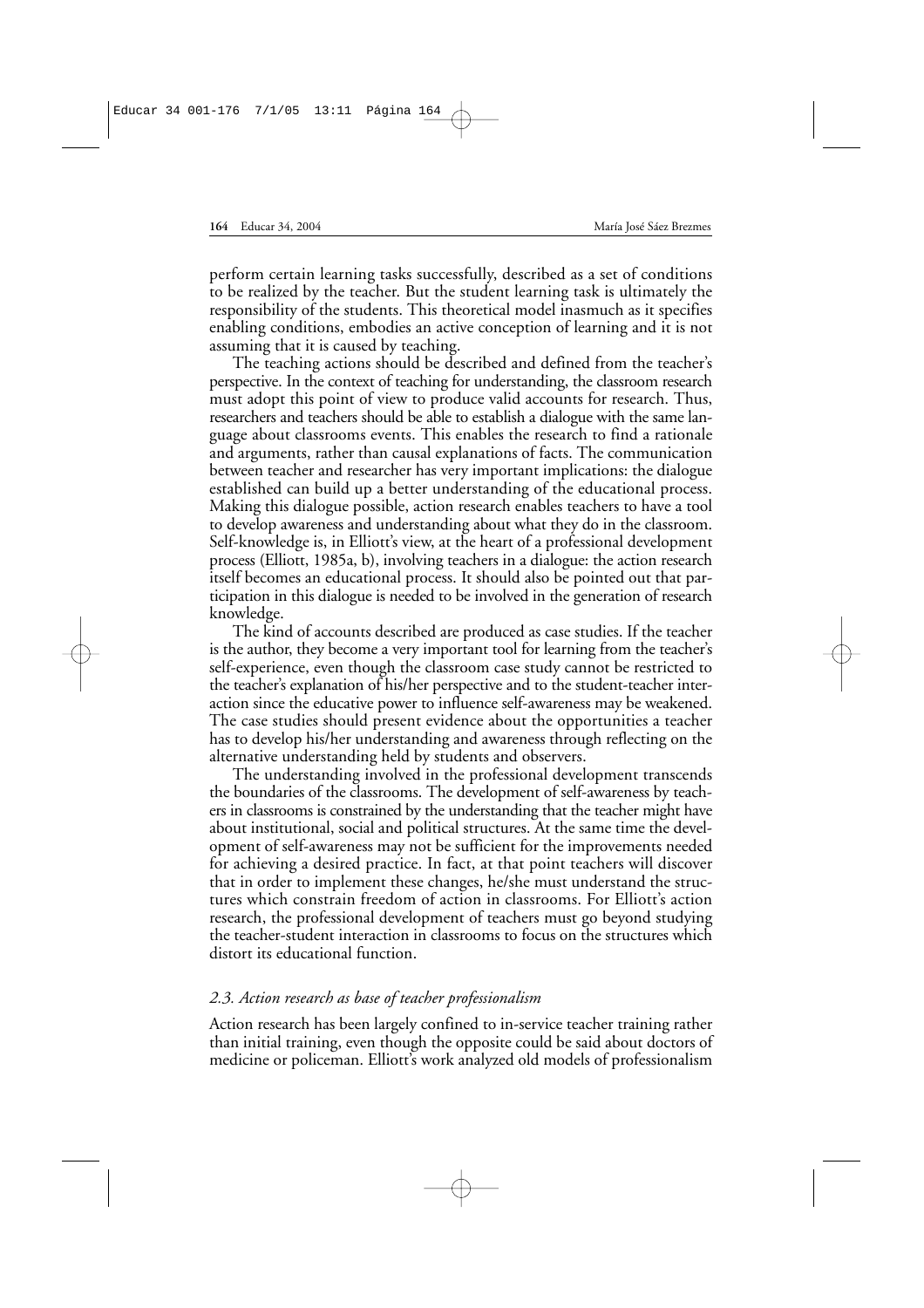perform certain learning tasks successfully, described as a set of conditions to be realized by the teacher. But the student learning task is ultimately the responsibility of the students. This theoretical model inasmuch as it specifies enabling conditions, embodies an active conception of learning and it is not assuming that it is caused by teaching.

The teaching actions should be described and defined from the teacher's perspective. In the context of teaching for understanding, the classroom research must adopt this point of view to produce valid accounts for research. Thus, researchers and teachers should be able to establish a dialogue with the same language about classrooms events. This enables the research to find a rationale and arguments, rather than causal explanations of facts. The communication between teacher and researcher has very important implications: the dialogue established can build up a better understanding of the educational process. Making this dialogue possible, action research enables teachers to have a tool to develop awareness and understanding about what they do in the classroom. Self-knowledge is, in Elliott's view, at the heart of a professional development process (Elliott, 1985a, b), involving teachers in a dialogue: the action research itself becomes an educational process. It should also be pointed out that participation in this dialogue is needed to be involved in the generation of research knowledge.

The kind of accounts described are produced as case studies. If the teacher is the author, they become a very important tool for learning from the teacher's self-experience, even though the classroom case study cannot be restricted to the teacher's explanation of his/her perspective and to the student-teacher interaction since the educative power to influence self-awareness may be weakened. The case studies should present evidence about the opportunities a teacher has to develop his/her understanding and awareness through reflecting on the alternative understanding held by students and observers.

The understanding involved in the professional development transcends the boundaries of the classrooms. The development of self-awareness by teachers in classrooms is constrained by the understanding that the teacher might have about institutional, social and political structures. At the same time the development of self-awareness may not be sufficient for the improvements needed for achieving a desired practice. In fact, at that point teachers will discover that in order to implement these changes, he/she must understand the structures which constrain freedom of action in classrooms. For Elliott's action research, the professional development of teachers must go beyond studying the teacher-student interaction in classrooms to focus on the structures which distort its educational function.

### *2.3. Action research as base of teacher professionalism*

Action research has been largely confined to in-service teacher training rather than initial training, even though the opposite could be said about doctors of medicine or policeman. Elliott's work analyzed old models of professionalism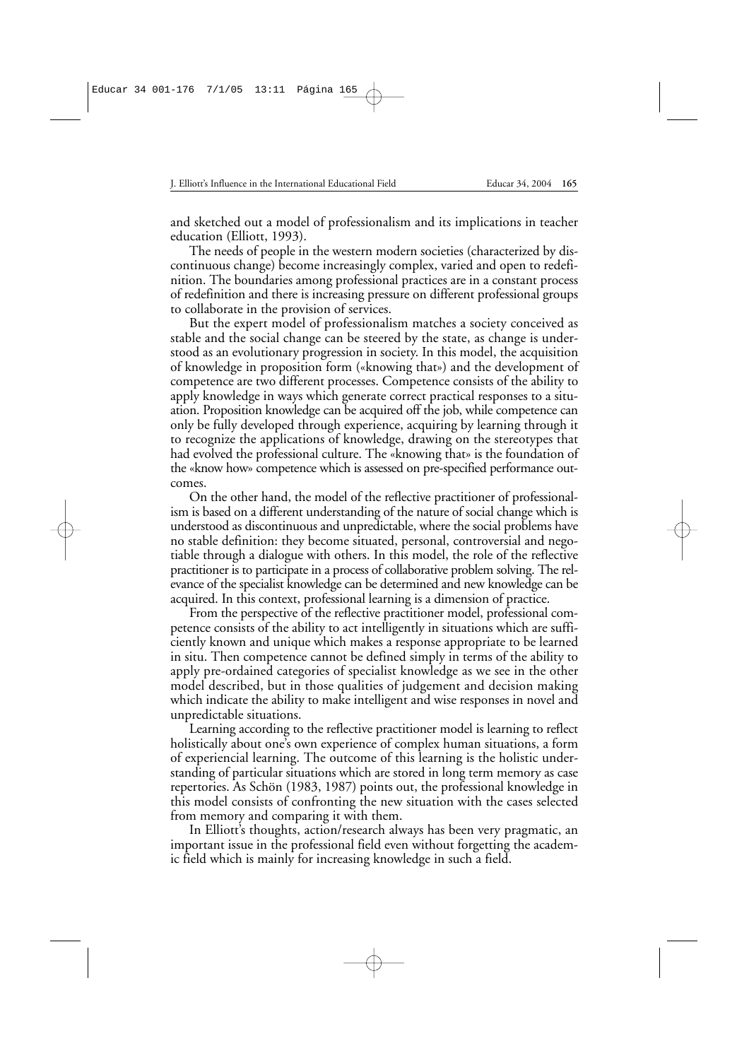and sketched out a model of professionalism and its implications in teacher education (Elliott, 1993).

The needs of people in the western modern societies (characterized by discontinuous change) become increasingly complex, varied and open to redefinition. The boundaries among professional practices are in a constant process of redefinition and there is increasing pressure on different professional groups to collaborate in the provision of services.

But the expert model of professionalism matches a society conceived as stable and the social change can be steered by the state, as change is understood as an evolutionary progression in society. In this model, the acquisition of knowledge in proposition form («knowing that») and the development of competence are two different processes. Competence consists of the ability to apply knowledge in ways which generate correct practical responses to a situation. Proposition knowledge can be acquired off the job, while competence can only be fully developed through experience, acquiring by learning through it to recognize the applications of knowledge, drawing on the stereotypes that had evolved the professional culture. The «knowing that» is the foundation of the «know how» competence which is assessed on pre-specified performance outcomes.

On the other hand, the model of the reflective practitioner of professionalism is based on a different understanding of the nature of social change which is understood as discontinuous and unpredictable, where the social problems have no stable definition: they become situated, personal, controversial and negotiable through a dialogue with others. In this model, the role of the reflective practitioner is to participate in a process of collaborative problem solving. The relevance of the specialist knowledge can be determined and new knowledge can be acquired. In this context, professional learning is a dimension of practice.

From the perspective of the reflective practitioner model, professional competence consists of the ability to act intelligently in situations which are sufficiently known and unique which makes a response appropriate to be learned in situ. Then competence cannot be defined simply in terms of the ability to apply pre-ordained categories of specialist knowledge as we see in the other model described, but in those qualities of judgement and decision making which indicate the ability to make intelligent and wise responses in novel and unpredictable situations.

Learning according to the reflective practitioner model is learning to reflect holistically about one's own experience of complex human situations, a form of experiencial learning. The outcome of this learning is the holistic understanding of particular situations which are stored in long term memory as case repertories. As Schön (1983, 1987) points out, the professional knowledge in this model consists of confronting the new situation with the cases selected from memory and comparing it with them.

In Elliott's thoughts, action/research always has been very pragmatic, an important issue in the professional field even without forgetting the academic field which is mainly for increasing knowledge in such a field.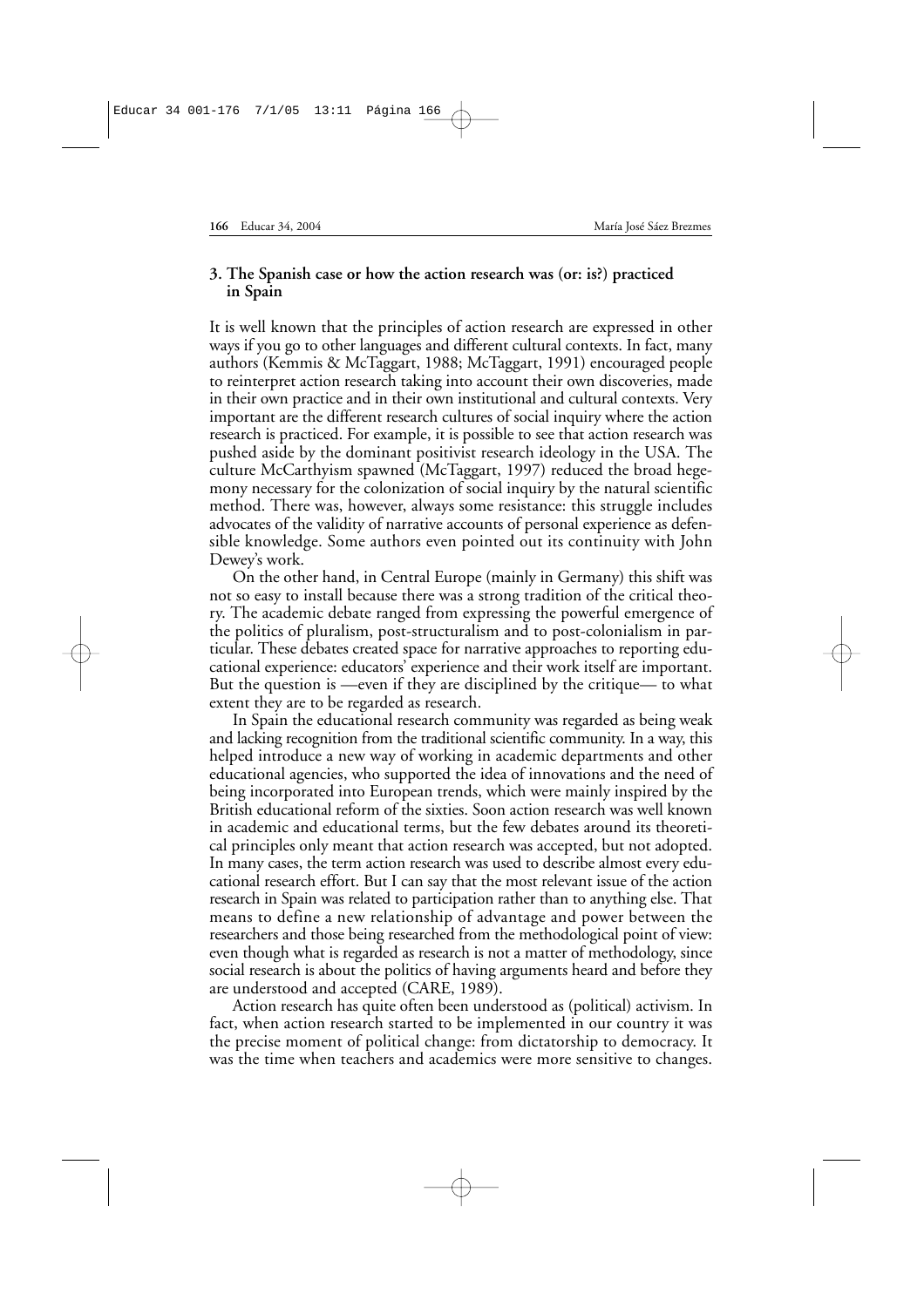## 3. The Spanish case or how the action research was (or: is?) practiced in Spain

It is well known that the principles of action research are expressed in other ways if you go to other languages and different cultural contexts. In fact, many authors (Kemmis & McTaggart, 1988; McTaggart, 1991) encouraged people to reinterpret action research taking into account their own discoveries, made in their own practice and in their own institutional and cultural contexts. Very important are the different research cultures of social inquiry where the action research is practiced. For example, it is possible to see that action research was pushed aside by the dominant positivist research ideology in the USA. The culture McCarthyism spawned (McTaggart, 1997) reduced the broad hegemony necessary for the colonization of social inquiry by the natural scientific method. There was, however, always some resistance: this struggle includes advocates of the validity of narrative accounts of personal experience as defensible knowledge. Some authors even pointed out its continuity with John Dewey's work.

On the other hand, in Central Europe (mainly in Germany) this shift was not so easy to install because there was a strong tradition of the critical theory. The academic debate ranged from expressing the powerful emergence of the politics of pluralism, post-structuralism and to post-colonialism in particular. These debates created space for narrative approaches to reporting educational experience: educators' experience and their work itself are important. But the question is —even if they are disciplined by the critique— to what extent they are to be regarded as research.

In Spain the educational research community was regarded as being weak and lacking recognition from the traditional scientific community. In a way, this helped introduce a new way of working in academic departments and other educational agencies, who supported the idea of innovations and the need of being incorporated into European trends, which were mainly inspired by the British educational reform of the sixties. Soon action research was well known in academic and educational terms, but the few debates around its theoretical principles only meant that action research was accepted, but not adopted. In many cases, the term action research was used to describe almost every educational research effort. But I can say that the most relevant issue of the action research in Spain was related to participation rather than to anything else. That means to define a new relationship of advantage and power between the researchers and those being researched from the methodological point of view: even though what is regarded as research is not a matter of methodology, since social research is about the politics of having arguments heard and before they are understood and accepted (CARE, 1989).

Action research has quite often been understood as (political) activism. In fact, when action research started to be implemented in our country it was the precise moment of political change: from dictatorship to democracy. It was the time when teachers and academics were more sensitive to changes.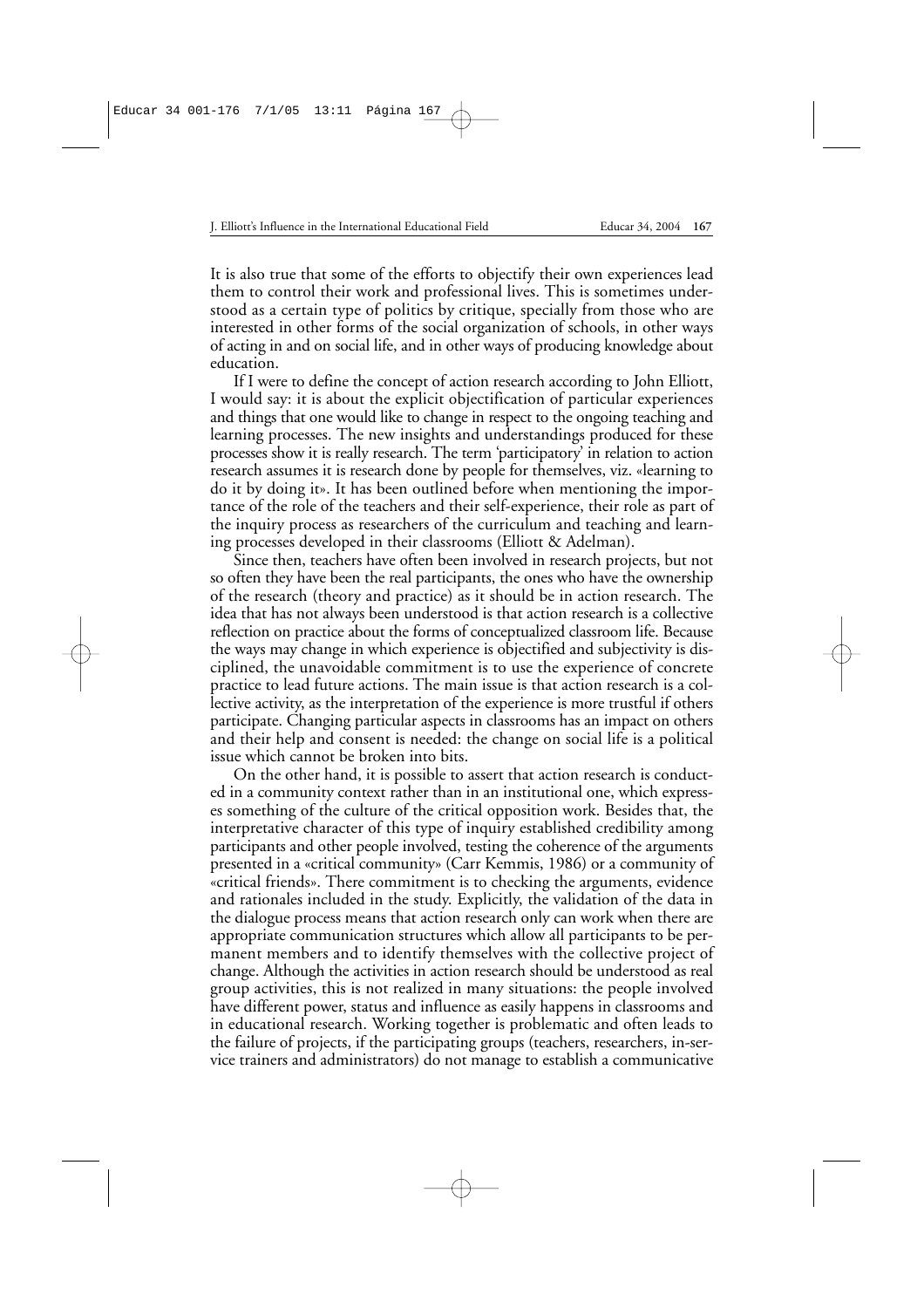It is also true that some of the efforts to objectify their own experiences lead them to control their work and professional lives. This is sometimes understood as a certain type of politics by critique, specially from those who are interested in other forms of the social organization of schools, in other ways of acting in and on social life, and in other ways of producing knowledge about education.

If I were to define the concept of action research according to John Elliott, I would say: it is about the explicit objectification of particular experiences and things that one would like to change in respect to the ongoing teaching and learning processes. The new insights and understandings produced for these processes show it is really research. The term 'participatory' in relation to action research assumes it is research done by people for themselves, viz. «learning to do it by doing it». It has been outlined before when mentioning the importance of the role of the teachers and their self-experience, their role as part of the inquiry process as researchers of the curriculum and teaching and learning processes developed in their classrooms (Elliott & Adelman).

Since then, teachers have often been involved in research projects, but not so often they have been the real participants, the ones who have the ownership of the research (theory and practice) as it should be in action research. The idea that has not always been understood is that action research is a collective reflection on practice about the forms of conceptualized classroom life. Because the ways may change in which experience is objectified and subjectivity is disciplined, the unavoidable commitment is to use the experience of concrete practice to lead future actions. The main issue is that action research is a collective activity, as the interpretation of the experience is more trustful if others participate. Changing particular aspects in classrooms has an impact on others and their help and consent is needed: the change on social life is a political issue which cannot be broken into bits.

On the other hand, it is possible to assert that action research is conducted in a community context rather than in an institutional one, which expresses something of the culture of the critical opposition work. Besides that, the interpretative character of this type of inquiry established credibility among participants and other people involved, testing the coherence of the arguments presented in a «critical community» (Carr Kemmis, 1986) or a community of «critical friends». There commitment is to checking the arguments, evidence and rationales included in the study. Explicitly, the validation of the data in the dialogue process means that action research only can work when there are appropriate communication structures which allow all participants to be permanent members and to identify themselves with the collective project of change. Although the activities in action research should be understood as real group activities, this is not realized in many situations: the people involved have different power, status and influence as easily happens in classrooms and in educational research. Working together is problematic and often leads to the failure of projects, if the participating groups (teachers, researchers, in-service trainers and administrators) do not manage to establish a communicative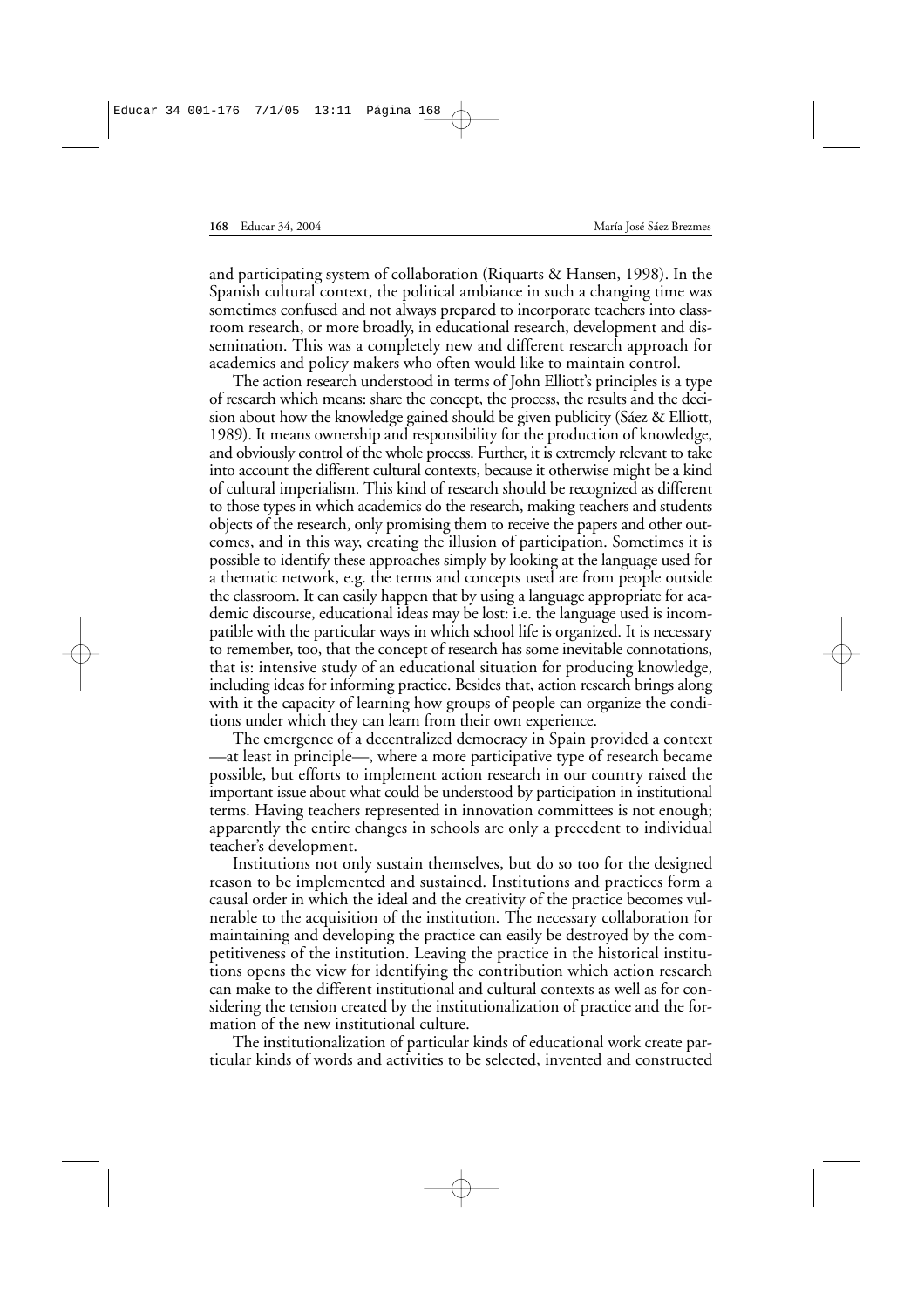and participating system of collaboration (Riquarts & Hansen, 1998). In the Spanish cultural context, the political ambiance in such a changing time was sometimes confused and not always prepared to incorporate teachers into classroom research, or more broadly, in educational research, development and dissemination. This was a completely new and different research approach for academics and policy makers who often would like to maintain control.

The action research understood in terms of John Elliott's principles is a type of research which means: share the concept, the process, the results and the decision about how the knowledge gained should be given publicity (Sáez & Elliott, 1989). It means ownership and responsibility for the production of knowledge, and obviously control of the whole process. Further, it is extremely relevant to take into account the different cultural contexts, because it otherwise might be a kind of cultural imperialism. This kind of research should be recognized as different to those types in which academics do the research, making teachers and students objects of the research, only promising them to receive the papers and other outcomes, and in this way, creating the illusion of participation. Sometimes it is possible to identify these approaches simply by looking at the language used for a thematic network, e.g. the terms and concepts used are from people outside the classroom. It can easily happen that by using a language appropriate for academic discourse, educational ideas may be lost: i.e. the language used is incompatible with the particular ways in which school life is organized. It is necessary to remember, too, that the concept of research has some inevitable connotations, that is: intensive study of an educational situation for producing knowledge, including ideas for informing practice. Besides that, action research brings along with it the capacity of learning how groups of people can organize the conditions under which they can learn from their own experience.

The emergence of a decentralized democracy in Spain provided a context —at least in principle—, where a more participative type of research became possible, but efforts to implement action research in our country raised the important issue about what could be understood by participation in institutional terms. Having teachers represented in innovation committees is not enough; apparently the entire changes in schools are only a precedent to individual teacher's development.

Institutions not only sustain themselves, but do so too for the designed reason to be implemented and sustained. Institutions and practices form a causal order in which the ideal and the creativity of the practice becomes vulnerable to the acquisition of the institution. The necessary collaboration for maintaining and developing the practice can easily be destroyed by the competitiveness of the institution. Leaving the practice in the historical institutions opens the view for identifying the contribution which action research can make to the different institutional and cultural contexts as well as for considering the tension created by the institutionalization of practice and the formation of the new institutional culture.

The institutionalization of particular kinds of educational work create particular kinds of words and activities to be selected, invented and constructed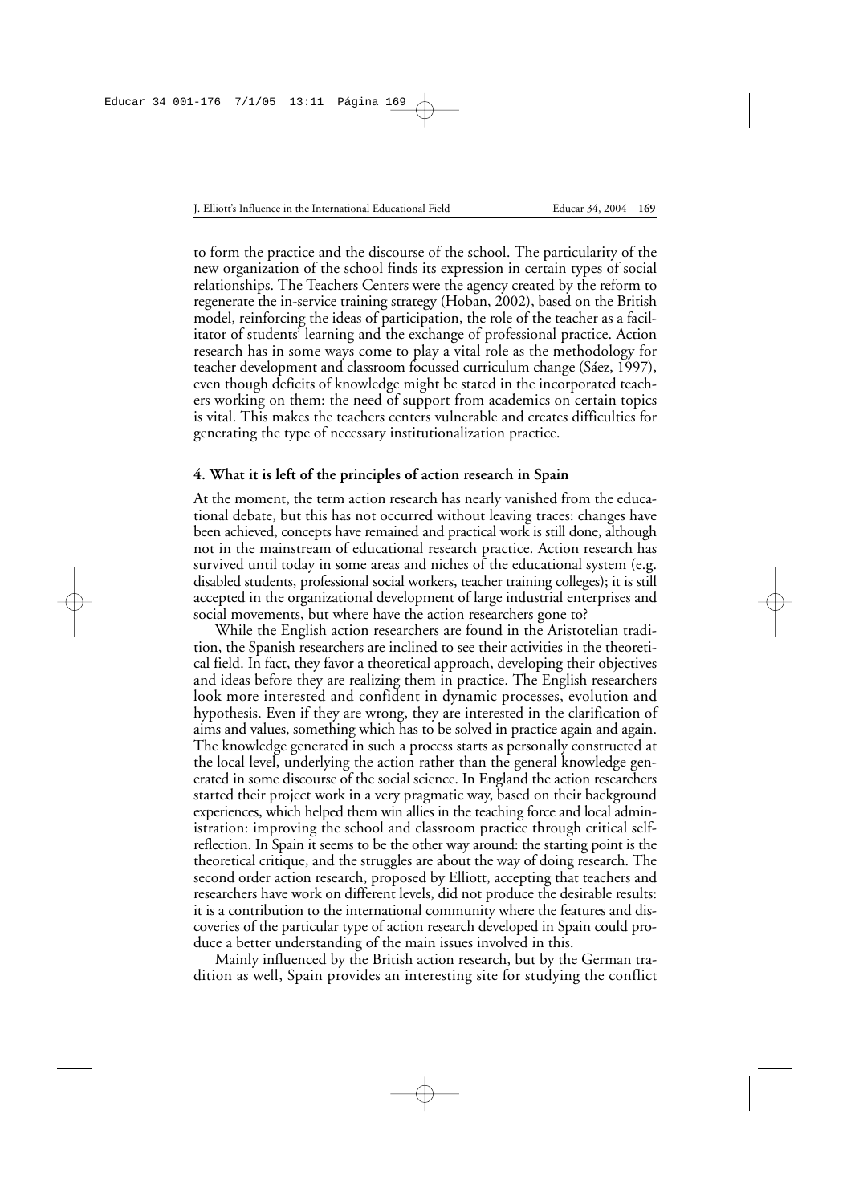to form the practice and the discourse of the school. The particularity of the new organization of the school finds its expression in certain types of social relationships. The Teachers Centers were the agency created by the reform to regenerate the in-service training strategy (Hoban, 2002), based on the British model, reinforcing the ideas of participation, the role of the teacher as a facilitator of students' learning and the exchange of professional practice. Action research has in some ways come to play a vital role as the methodology for teacher development and classroom focussed curriculum change (Sáez, 1997), even though deficits of knowledge might be stated in the incorporated teachers working on them: the need of support from academics on certain topics is vital. This makes the teachers centers vulnerable and creates difficulties for generating the type of necessary institutionalization practice.

## 4. What it is left of the principles of action research in Spain

At the moment, the term action research has nearly vanished from the educational debate, but this has not occurred without leaving traces: changes have been achieved, concepts have remained and practical work is still done, although not in the mainstream of educational research practice. Action research has survived until today in some areas and niches of the educational system (e.g. disabled students, professional social workers, teacher training colleges); it is still accepted in the organizational development of large industrial enterprises and social movements, but where have the action researchers gone to?

While the English action researchers are found in the Aristotelian tradition, the Spanish researchers are inclined to see their activities in the theoretical field. In fact, they favor a theoretical approach, developing their objectives and ideas before they are realizing them in practice. The English researchers look more interested and confident in dynamic processes, evolution and hypothesis. Even if they are wrong, they are interested in the clarification of aims and values, something which has to be solved in practice again and again. The knowledge generated in such a process starts as personally constructed at the local level, underlying the action rather than the general knowledge generated in some discourse of the social science. In England the action researchers started their project work in a very pragmatic way, based on their background experiences, which helped them win allies in the teaching force and local administration: improving the school and classroom practice through critical self-reflection. In Spain it seems to be the other way around: the starting point is the theoretical critique, and the struggles are about the way of doing research. The second order action research, proposed by Elliott, accepting that teachers and researchers have work on different levels, did not produce the desirable results: it is a contribution to the international community where the features and discoveries of the particular type of action research developed in Spain could produce a better understanding of the main issues involved in this.

Mainly influenced by the British action research, but by the German tradition as well, Spain provides an interesting site for studying the conflict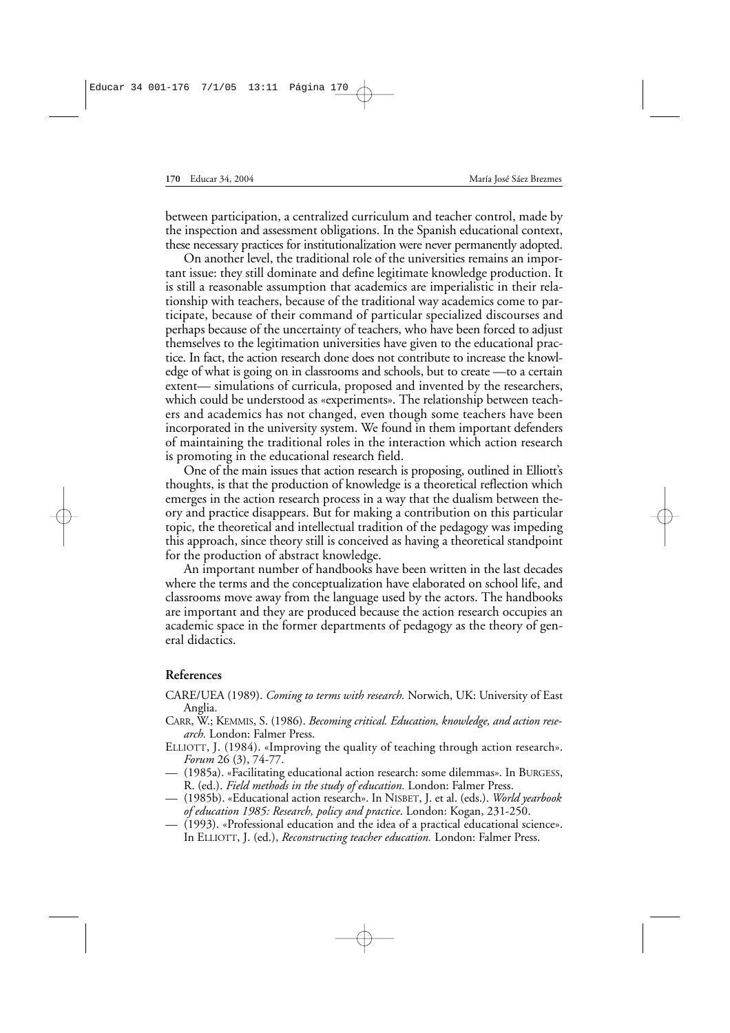between participation, a centralized curriculum and teacher control, made by the inspection and assessment obligations. In the Spanish educational context, these necessary practices for institutionalization were never permanently adopted.

On another level, the traditional role of the universities remains an important issue: they still dominate and define legitimate knowledge production. It is still a reasonable assumption that academics are imperialistic in their relationship with teachers, because of the traditional way academics come to participate, because of their command of particular specialized discourses and perhaps because of the uncertainty of teachers, who have been forced to adjust themselves to the legitimation universities have given to the educational practice. In fact, the action research done does not contribute to increase the knowledge of what is going on in classrooms and schools, but to create —to a certain extent— simulations of curricula, proposed and invented by the researchers, which could be understood as «experiments». The relationship between teachers and academics has not changed, even though some teachers have been incorporated in the university system. We found in them important defenders of maintaining the traditional roles in the interaction which action research is promoting in the educational research field.

One of the main issues that action research is proposing, outlined in Elliott's thoughts, is that the production of knowledge is a theoretical reflection which emerges in the action research process in a way that the dualism between theory and practice disappears. But for making a contribution on this particular topic, the theoretical and intellectual tradition of the pedagogy was impeding this approach, since theory still is conceived as having a theoretical standpoint for the production of abstract knowledge.

An important number of handbooks have been written in the last decades where the terms and the conceptualization have elaborated on school life, and classrooms move away from the language used by the actors. The handbooks are important and they are produced because the action research occupies an academic space in the former departments of pedagogy as the theory of general didactics.

## References

CARE/UEA (1989). *Coming to terms with research.* Norwich, UK: University of East Anglia.

CARR, W.; KEMMIS, S. (1986). *Becoming critical. Education, knowledge, and action research.* London: Falmer Press.

ELLIOTT, J. (1984). «Improving the quality of teaching through action research». *Forum* 26 (3), 74-77.

— (1985a). «Facilitating educational action research: some dilemmas». In BURGESS, R. (ed.). *Field methods in the study of education.* London: Falmer Press.

— (1985b). «Educational action research». In NISBET, J. et al. (eds.). *World yearbook of education 1985: Research, policy and practice*. London: Kogan, 231-250.

— (1993). «Professional education and the idea of a practical educational science». In ELLIOTT, J. (ed.), *Reconstructing teacher education.* London: Falmer Press.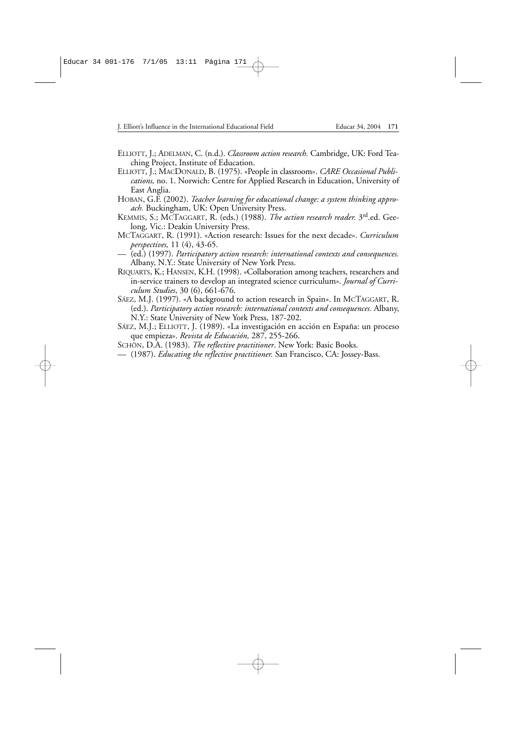ELLIOTT, J.; ADELMAN, C. (n.d.). *Classroom action research.* Cambridge, UK: Ford Teaching Project, Institute of Education.

ELLIOTT, J.; MACDONALD, B. (1975). «People in classroom». *CARE Occasional Publications,* no. 1. Norwich: Centre for Applied Research in Education, University of East Anglia.

HOBAN, G.F. (2002). *Teacher learning for educational change: a system thinking approach.* Buckingham, UK: Open University Press.

KEMMIS, S.; MCTAGGART, R. (eds.) (1988). *The action research reader.* 3rd.ed. Geelong, Vic.: Deakin University Press.

MCTAGGART, R. (1991). «Action research: Issues for the next decade». *Curriculum perspectives,* 11 (4), 43-65.

— (ed.) (1997). *Participatory action research: international contexts and consequences.* Albany, N.Y.: State University of New York Press.

RIQUARTS, K.; HANSEN, K.H. (1998). «Collaboration among teachers, researchers and in-service trainers to develop an integrated science curriculum». *Journal of Curriculum Studies*, 30 (6), 661-676.

SÁEZ, M.J. (1997). «A background to action research in Spain». In MCTAGGART, R. (ed.). *Participatory action research: international contexts and consequences.* Albany, N.Y.: State University of New York Press, 187-202.

SÁEZ, M.J.; ELLIOTT, J. (1989). «La investigación en acción en España: un proceso que empieza». *Revista de Educación,* 287, 255-266.

SCHÖN, D.A. (1983). *The reflective practitioner*. New York: Basic Books.

— (1987). *Educating the reflective practitioner.* San Francisco, CA: Jossey-Bass.